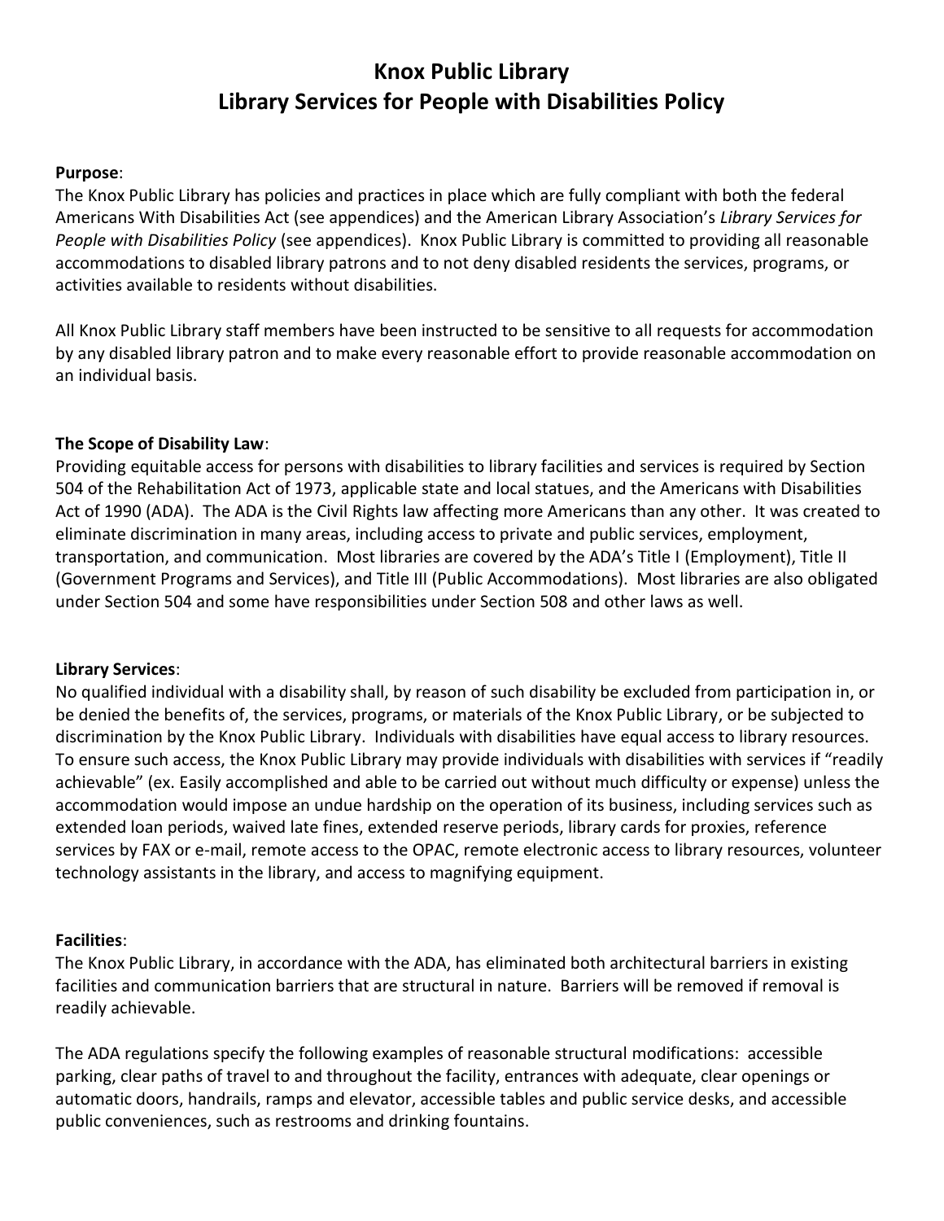# Knox Public Library
# Library Services for People with Disabilities Policy

**Purpose**:
The Knox Public Library has policies and practices in place which are fully compliant with both the federal Americans With Disabilities Act (see appendices) and the American Library Association's *Library Services for People with Disabilities Policy* (see appendices). Knox Public Library is committed to providing all reasonable accommodations to disabled library patrons and to not deny disabled residents the services, programs, or activities available to residents without disabilities.

All Knox Public Library staff members have been instructed to be sensitive to all requests for accommodation by any disabled library patron and to make every reasonable effort to provide reasonable accommodation on an individual basis.

**The Scope of Disability Law**:
Providing equitable access for persons with disabilities to library facilities and services is required by Section 504 of the Rehabilitation Act of 1973, applicable state and local statues, and the Americans with Disabilities Act of 1990 (ADA). The ADA is the Civil Rights law affecting more Americans than any other. It was created to eliminate discrimination in many areas, including access to private and public services, employment, transportation, and communication. Most libraries are covered by the ADA's Title I (Employment), Title II (Government Programs and Services), and Title III (Public Accommodations). Most libraries are also obligated under Section 504 and some have responsibilities under Section 508 and other laws as well.

**Library Services**:
No qualified individual with a disability shall, by reason of such disability be excluded from participation in, or be denied the benefits of, the services, programs, or materials of the Knox Public Library, or be subjected to discrimination by the Knox Public Library. Individuals with disabilities have equal access to library resources. To ensure such access, the Knox Public Library may provide individuals with disabilities with services if "readily achievable" (ex. Easily accomplished and able to be carried out without much difficulty or expense) unless the accommodation would impose an undue hardship on the operation of its business, including services such as extended loan periods, waived late fines, extended reserve periods, library cards for proxies, reference services by FAX or e-mail, remote access to the OPAC, remote electronic access to library resources, volunteer technology assistants in the library, and access to magnifying equipment.

**Facilities**:
The Knox Public Library, in accordance with the ADA, has eliminated both architectural barriers in existing facilities and communication barriers that are structural in nature. Barriers will be removed if removal is readily achievable.

The ADA regulations specify the following examples of reasonable structural modifications: accessible parking, clear paths of travel to and throughout the facility, entrances with adequate, clear openings or automatic doors, handrails, ramps and elevator, accessible tables and public service desks, and accessible public conveniences, such as restrooms and drinking fountains.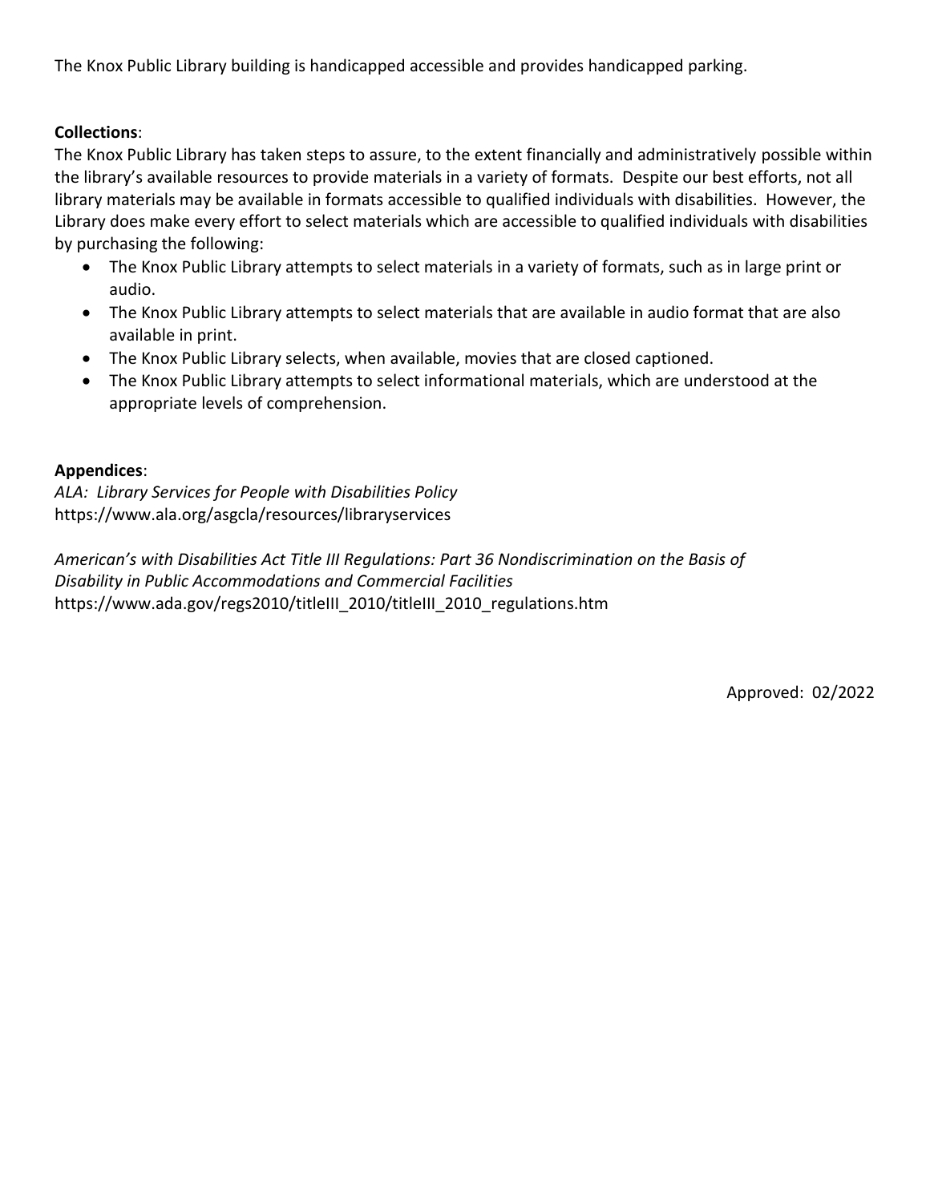The Knox Public Library building is handicapped accessible and provides handicapped parking.

**Collections**:
The Knox Public Library has taken steps to assure, to the extent financially and administratively possible within the library's available resources to provide materials in a variety of formats. Despite our best efforts, not all library materials may be available in formats accessible to qualified individuals with disabilities. However, the Library does make every effort to select materials which are accessible to qualified individuals with disabilities by purchasing the following:

- The Knox Public Library attempts to select materials in a variety of formats, such as in large print or audio.
- The Knox Public Library attempts to select materials that are available in audio format that are also available in print.
- The Knox Public Library selects, when available, movies that are closed captioned.
- The Knox Public Library attempts to select informational materials, which are understood at the appropriate levels of comprehension.

**Appendices**:
*ALA: Library Services for People with Disabilities Policy*
https://www.ala.org/asgcla/resources/libraryservices

*American's with Disabilities Act Title III Regulations: Part 36 Nondiscrimination on the Basis of Disability in Public Accommodations and Commercial Facilities*
https://www.ada.gov/regs2010/titleIII_2010/titleIII_2010_regulations.htm

Approved: 02/2022